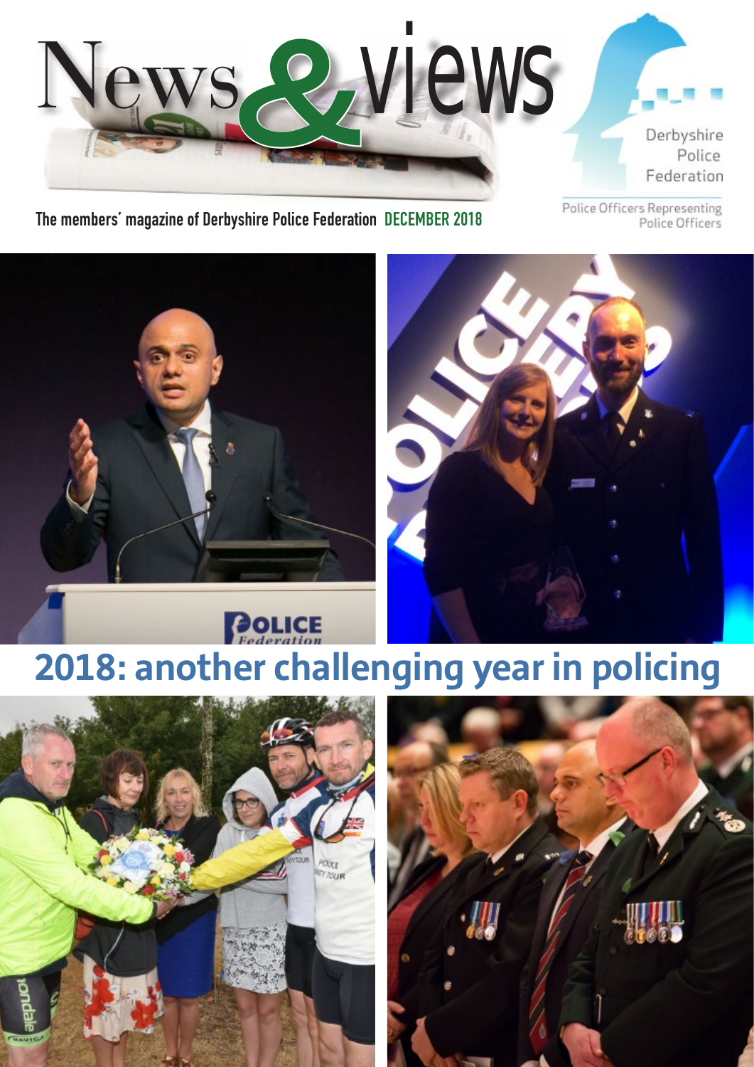# News & views

Derbyshire Police Federation

Police Officers Representing Police Officers

The members' magazine of Derbyshire Police Federation **DECEMBER 2018**

## 2018: another challenging year in policing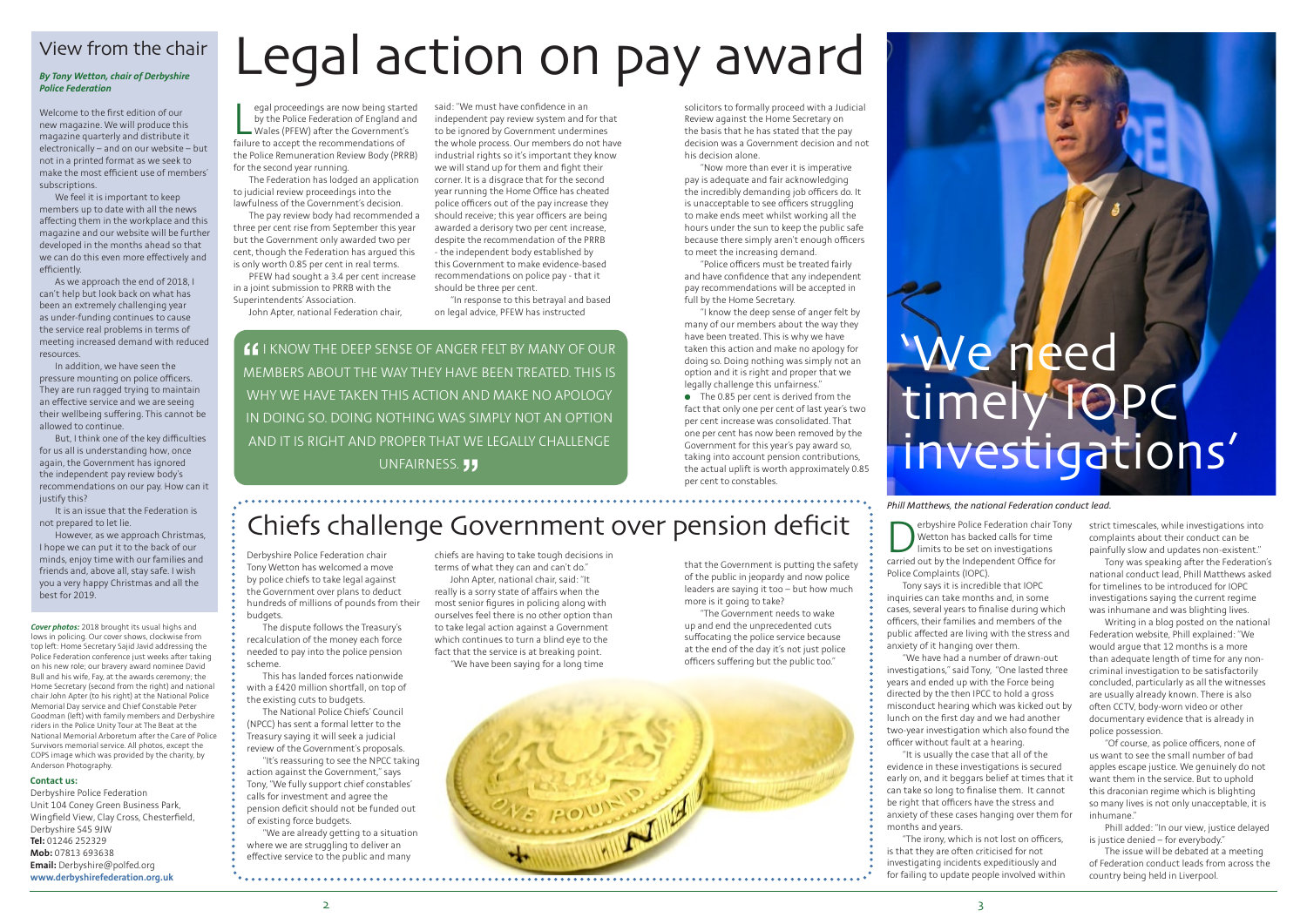## View from the chair

***By Tony Wetton, chair of Derbyshire Police Federation***

Welcome to the first edition of our new magazine. We will produce this magazine quarterly and distribute it electronically – and on our website – but not in a printed format as we seek to make the most efficient use of members' subscriptions.

We feel it is important to keep members up to date with all the news affecting them in the workplace and this magazine and our website will be further developed in the months ahead so that we can do this even more effectively and efficiently.

As we approach the end of 2018, I can't help but look back on what has been an extremely challenging year as under-funding continues to cause the service real problems in terms of meeting increased demand with reduced resources.

In addition, we have seen the pressure mounting on police officers. They are run ragged trying to maintain an effective service and we are seeing their wellbeing suffering. This cannot be allowed to continue.

But, I think one of the key difficulties for us all is understanding how, once again, the Government has ignored the independent pay review body's recommendations on our pay. How can it justify this?

It is an issue that the Federation is not prepared to let lie.

However, as we approach Christmas, I hope we can put it to the back of our minds, enjoy time with our families and friends and, above all, stay safe. I wish you a very happy Christmas and all the best for 2019.

***Cover photos:*** 2018 brought its usual highs and lows in policing. Our cover shows, clockwise from top left: Home Secretary Sajid Javid addressing the Police Federation conference just weeks after taking on his new role; our bravery award nominee David Bull and his wife, Fay, at the awards ceremony; the Home Secretary (second from the right) and national chair John Apter (to his right) at the National Police Memorial Day service and Chief Constable Peter Goodman (left) with family members and Derbyshire riders in the Police Unity Tour at The Beat at the National Memorial Arboretum after the Care of Police Survivors memorial service. All photos, except the COPS image which was provided by the charity, by Anderson Photography.

**Contact us:**

Derbyshire Police Federation
Unit 104 Coney Green Business Park,
Wingfield View, Clay Cross, Chesterfield,
Derbyshire S45 9JW
**Tel:** 01246 252329
**Mob:** 07813 693638
**Email:** Derbyshire@polfed.org
**www.derbyshirefederation.org.uk**

# Legal action on pay award

Legal proceedings are now being started by the Police Federation of England and Wales (PFEW) after the Government's failure to accept the recommendations of the Police Remuneration Review Body (PRRB) for the second year running.

The Federation has lodged an application to judicial review proceedings into the lawfulness of the Government's decision.

The pay review body had recommended a three per cent rise from September this year but the Government only awarded two per cent, though the Federation has argued this is only worth 0.85 per cent in real terms.

PFEW had sought a 3.4 per cent increase in a joint submission to PRRB with the Superintendents' Association.

John Apter, national Federation chair, said: "We must have confidence in an independent pay review system and for that to be ignored by Government undermines the whole process. Our members do not have industrial rights so it's important they know we will stand up for them and fight their corner. It is a disgrace that for the second year running the Home Office has cheated police officers out of the pay increase they should receive; this year officers are being awarded a derisory two per cent increase, despite the recommendation of the PRRB - the independent body established by this Government to make evidence-based recommendations on police pay - that it should be three per cent.

"In response to this betrayal and based on legal advice, PFEW has instructed solicitors to formally proceed with a Judicial Review against the Home Secretary on the basis that he has stated that the pay decision was a Government decision and not his decision alone.

"Now more than ever it is imperative pay is adequate and fair acknowledging the incredibly demanding job officers do. It is unacceptable to see officers struggling to make ends meet whilst working all the hours under the sun to keep the public safe because there simply aren't enough officers to meet the increasing demand.

"Police officers must be treated fairly and have confidence that any independent pay recommendations will be accepted in full by the Home Secretary.

"I know the deep sense of anger felt by many of our members about the way they have been treated. This is why we have taken this action and make no apology for doing so. Doing nothing was simply not an option and it is right and proper that we legally challenge this unfairness."

- The 0.85 per cent is derived from the fact that only one per cent of last year's two per cent increase was consolidated. That one per cent has now been removed by the Government for this year's pay award so, taking into account pension contributions, the actual uplift is worth approximately 0.85 per cent to constables.

> "I KNOW THE DEEP SENSE OF ANGER FELT BY MANY OF OUR MEMBERS ABOUT THE WAY THEY HAVE BEEN TREATED. THIS IS WHY WE HAVE TAKEN THIS ACTION AND MAKE NO APOLOGY IN DOING SO. DOING NOTHING WAS SIMPLY NOT AN OPTION AND IT IS RIGHT AND PROPER THAT WE LEGALLY CHALLENGE UNFAIRNESS."

## Chiefs challenge Government over pension deficit

Derbyshire Police Federation chair Tony Wetton has welcomed a move by police chiefs to take legal against the Government over plans to deduct hundreds of millions of pounds from their budgets.

The dispute follows the Treasury's recalculation of the money each force needed to pay into the police pension scheme.

This has landed forces nationwide with a £420 million shortfall, on top of the existing cuts to budgets.

The National Police Chiefs' Council (NPCC) has sent a formal letter to the Treasury saying it will seek a judicial review of the Government's proposals.

"It's reassuring to see the NPCC taking action against the Government," says Tony, "We fully support chief constables' calls for investment and agree the pension deficit should not be funded out of existing force budgets.

"We are already getting to a situation where we are struggling to deliver an effective service to the public and many chiefs are having to take tough decisions in terms of what they can and can't do."

John Apter, national chair, said: "It really is a sorry state of affairs when the most senior figures in policing along with ourselves feel there is no other option than to take legal action against a Government which continues to turn a blind eye to the fact that the service is at breaking point.

"We have been saying for a long time that the Government is putting the safety of the public in jeopardy and now police leaders are saying it too – but how much more is it going to take?

"The Government needs to wake up and end the unprecedented cuts suffocating the police service because at the end of the day it's not just police officers suffering but the public too."

# 'We need timely IOPC investigations'

*Phill Matthews, the national Federation conduct lead.*

Derbyshire Police Federation chair Tony Wetton has backed calls for time limits to be set on investigations carried out by the Independent Office for Police Complaints (IOPC).

Tony says it is incredible that IOPC inquiries can take months and, in some cases, several years to finalise during which officers, their families and members of the public affected are living with the stress and anxiety of it hanging over them.

"We have had a number of drawn-out investigations," said Tony, "One lasted three years and ended up with the Force being directed by the then IPCC to hold a gross misconduct hearing which was kicked out by lunch on the first day and we had another two-year investigation which also found the officer without fault at a hearing.

"It is usually the case that all of the evidence in these investigations is secured early on, and it beggars belief at times that it can take so long to finalise them. It cannot be right that officers have the stress and anxiety of these cases hanging over them for months and years.

"The irony, which is not lost on officers, is that they are often criticised for not investigating incidents expeditiously and for failing to update people involved within strict timescales, while investigations into complaints about their conduct can be painfully slow and updates non-existent."

Tony was speaking after the Federation's national conduct lead, Phill Matthews asked for timelines to be introduced for IOPC investigations saying the current regime was inhumane and was blighting lives.

Writing in a blog posted on the national Federation website, Phill explained: "We would argue that 12 months is a more than adequate length of time for any non-criminal investigation to be satisfactorily concluded, particularly as all the witnesses are usually already known. There is also often CCTV, body-worn video or other documentary evidence that is already in police possession.

"Of course, as police officers, none of us want to see the small number of bad apples escape justice. We genuinely do not want them in the service. But to uphold this draconian regime which is blighting so many lives is not only unacceptable, it is inhumane."

Phill added: "In our view, justice delayed is justice denied – for everybody."

The issue will be debated at a meeting of Federation conduct leads from across the country being held in Liverpool.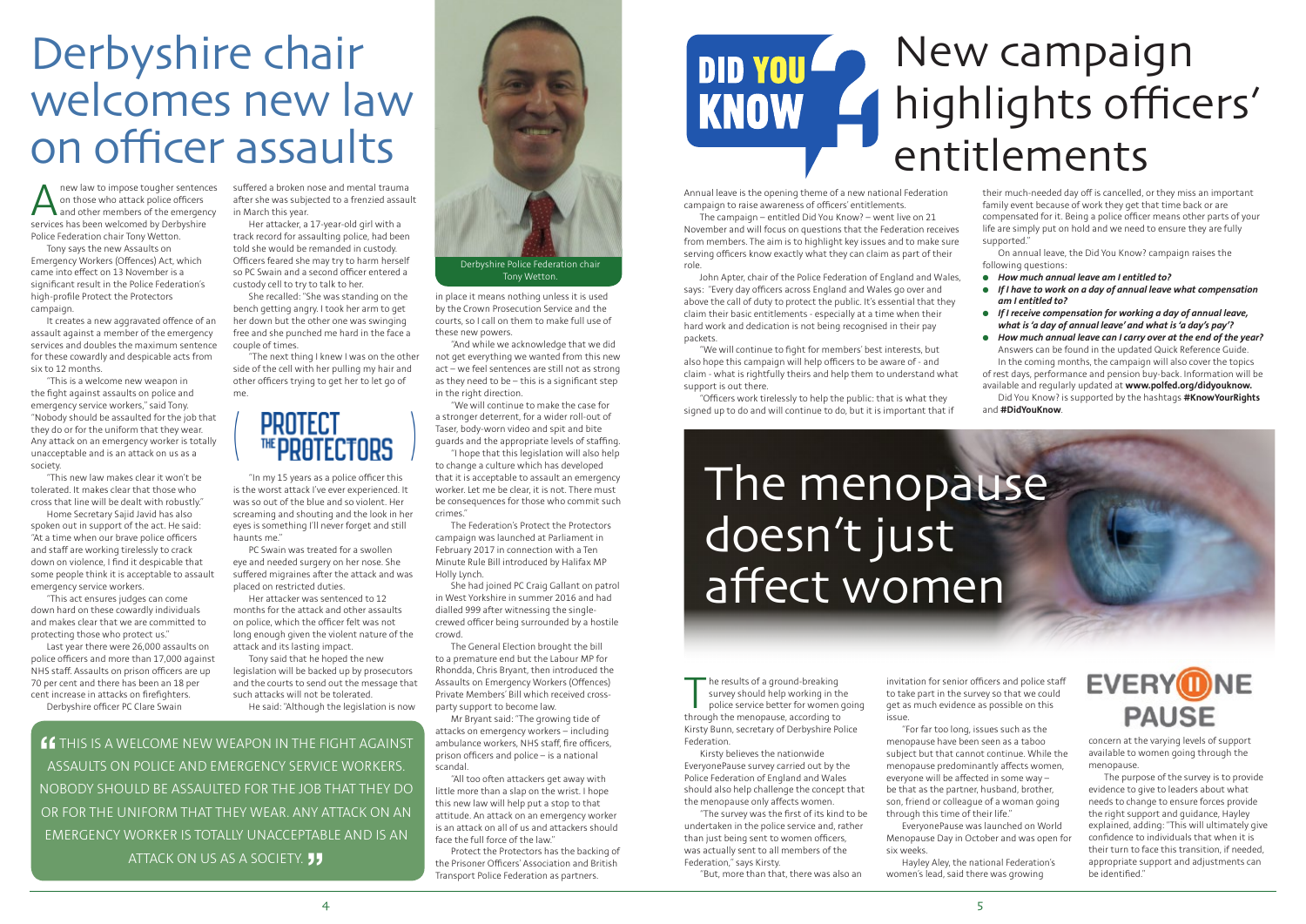# Derbyshire chair welcomes new law on officer assaults

A new law to impose tougher sentences on those who attack police officers and other members of the emergency services has been welcomed by Derbyshire Police Federation chair Tony Wetton.

Tony says the new Assaults on Emergency Workers (Offences) Act, which came into effect on 13 November is a significant result in the Police Federation's high-profile Protect the Protectors campaign.

It creates a new aggravated offence of an assault against a member of the emergency services and doubles the maximum sentence for these cowardly and despicable acts from six to 12 months.

"This is a welcome new weapon in the fight against assaults on police and emergency service workers," said Tony. "Nobody should be assaulted for the job that they do or for the uniform that they wear. Any attack on an emergency worker is totally unacceptable and is an attack on us as a society.

"This new law makes clear it won't be tolerated. It makes clear that those who cross that line will be dealt with robustly."

Home Secretary Sajid Javid has also spoken out in support of the act. He said: "At a time when our brave police officers and staff are working tirelessly to crack down on violence, I find it despicable that some people think it is acceptable to assault emergency service workers.

"This act ensures judges can come down hard on these cowardly individuals and makes clear that we are committed to protecting those who protect us."

Last year there were 26,000 assaults on police officers and more than 17,000 against NHS staff. Assaults on prison officers are up 70 per cent and there has been an 18 per cent increase in attacks on firefighters.

Derbyshire officer PC Clare Swain suffered a broken nose and mental trauma after she was subjected to a frenzied assault in March this year.

Her attacker, a 17-year-old girl with a track record for assaulting police, had been told she would be remanded in custody. Officers feared she may try to harm herself so PC Swain and a second officer entered a custody cell to try to talk to her.

She recalled: "She was standing on the bench getting angry. I took her arm to get her down but the other one was swinging free and she punched me hard in the face a couple of times.

"The next thing I knew I was on the other side of the cell with her pulling my hair and other officers trying to get her to let go of me.

PROTECT THE PROTECTORS

"In my 15 years as a police officer this is the worst attack I've ever experienced. It was so out of the blue and so violent. Her screaming and shouting and the look in her eyes is something I'll never forget and still haunts me."

PC Swain was treated for a swollen eye and needed surgery on her nose. She suffered migraines after the attack and was placed on restricted duties.

Her attacker was sentenced to 12 months for the attack and other assaults on police, which the officer felt was not long enough given the violent nature of the attack and its lasting impact.

Tony said that he hoped the new legislation would be backed up by prosecutors and the courts to send out the message that such attacks will not be tolerated.

He said: "Although the legislation is now in place it means nothing unless it is used by the Crown Prosecution Service and the courts, so I call on them to make full use of these new powers.

"And while we acknowledge that we did not get everything we wanted from this new act – we feel sentences are still not as strong as they need to be – this is a significant step in the right direction.

"We will continue to make the case for a stronger deterrent, for a wider roll-out of Taser, body-worn video and spit and bite guards and the appropriate levels of staffing.

"I hope that this legislation will also help to change a culture which has developed that it is acceptable to assault an emergency worker. Let me be clear, it is not. There must be consequences for those who commit such crimes."

The Federation's Protect the Protectors campaign was launched at Parliament in February 2017 in connection with a Ten Minute Rule Bill introduced by Halifax MP Holly Lynch.

She had joined PC Craig Gallant on patrol in West Yorkshire in summer 2016 and had dialled 999 after witnessing the single-crewed officer being surrounded by a hostile crowd.

The General Election brought the bill to a premature end but the Labour MP for Rhondda, Chris Bryant, then introduced the Assaults on Emergency Workers (Offences) Private Members' Bill which received cross-party support to become law.

Mr Bryant said: "The growing tide of attacks on emergency workers – including ambulance workers, NHS staff, fire officers, prison officers and police – is a national scandal.

"All too often attackers get away with little more than a slap on the wrist. I hope this new law will help put a stop to that attitude. An attack on an emergency worker is an attack on all of us and attackers should face the full force of the law."

Protect the Protectors has the backing of the Prisoner Officers' Association and British Transport Police Federation as partners.

Derbyshire Police Federation chair Tony Wetton.

> "THIS IS A WELCOME NEW WEAPON IN THE FIGHT AGAINST ASSAULTS ON POLICE AND EMERGENCY SERVICE WORKERS. NOBODY SHOULD BE ASSAULTED FOR THE JOB THAT THEY DO OR FOR THE UNIFORM THAT THEY WEAR. ANY ATTACK ON AN EMERGENCY WORKER IS TOTALLY UNACCEPTABLE AND IS AN ATTACK ON US AS A SOCIETY."

# DID YOU KNOW? New campaign highlights officers' entitlements

Annual leave is the opening theme of a new national Federation campaign to raise awareness of officers' entitlements.

The campaign – entitled Did You Know? – went live on 21 November and will focus on questions that the Federation receives from members. The aim is to highlight key issues and to make sure serving officers know exactly what they can claim as part of their role.

John Apter, chair of the Police Federation of England and Wales, says: "Every day officers across England and Wales go over and above the call of duty to protect the public. It's essential that they claim their basic entitlements - especially at a time when their hard work and dedication is not being recognised in their pay packets.

"We will continue to fight for members' best interests, but also hope this campaign will help officers to be aware of - and claim - what is rightfully theirs and help them to understand what support is out there.

"Officers work tirelessly to help the public: that is what they signed up to do and will continue to do, but it is important that if their much-needed day off is cancelled, or they miss an important family event because of work they get that time back or are compensated for it. Being a police officer means other parts of your life are simply put on hold and we need to ensure they are fully supported."

On annual leave, the Did You Know? campaign raises the following questions:

- ***How much annual leave am I entitled to?***
- ***If I have to work on a day of annual leave what compensation am I entitled to?***
- ***If I receive compensation for working a day of annual leave, what is 'a day of annual leave' and what is 'a day's pay'?***
- ***How much annual leave can I carry over at the end of the year?***

Answers can be found in the updated Quick Reference Guide.

In the coming months, the campaign will also cover the topics of rest days, performance and pension buy-back. Information will be available and regularly updated at **www.polfed.org/didyouknow.**

Did You Know? is supported by the hashtags **#KnowYourRights** and **#DidYouKnow**.

# The menopause doesn't just affect women

The results of a ground-breaking survey should help working in the police service better for women going through the menopause, according to Kirsty Bunn, secretary of Derbyshire Police Federation.

Kirsty believes the nationwide EveryonePause survey carried out by the Police Federation of England and Wales should also help challenge the concept that the menopause only affects women.

"The survey was the first of its kind to be undertaken in the police service and, rather than just being sent to women officers, was actually sent to all members of the Federation," says Kirsty.

"But, more than that, there was also an invitation for senior officers and police staff to take part in the survey so that we could get as much evidence as possible on this issue.

"For far too long, issues such as the menopause have been seen as a taboo subject but that cannot continue. While the menopause predominantly affects women, everyone will be affected in some way – be that as the partner, husband, brother, son, friend or colleague of a woman going through this time of their life."

EveryonePause was launched on World Menopause Day in October and was open for six weeks.

Hayley Aley, the national Federation's women's lead, said there was growing concern at the varying levels of support available to women going through the menopause.

The purpose of the survey is to provide evidence to give to leaders about what needs to change to ensure forces provide the right support and guidance, Hayley explained, adding: "This will ultimately give confidence to individuals that when it is their turn to face this transition, if needed, appropriate support and adjustments can be identified."

EVERYONE PAUSE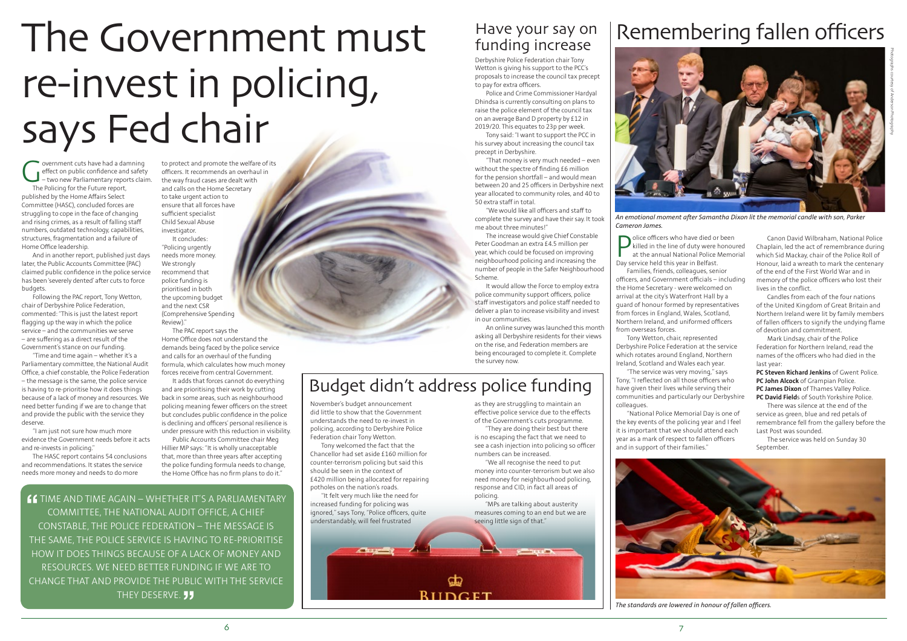# The Government must re-invest in policing, says Fed chair

Government cuts have had a damning effect on public confidence and safety – two new Parliamentary reports claim.

The Policing for the Future report, published by the Home Affairs Select Committee (HASC), concluded forces are struggling to cope in the face of changing and rising crimes, as a result of falling staff numbers, outdated technology, capabilities, structures, fragmentation and a failure of Home Office leadership.

And in another report, published just days later, the Public Accounts Committee (PAC) claimed public confidence in the police service has been 'severely dented' after cuts to force budgets.

Following the PAC report, Tony Wetton, chair of Derbyshire Police Federation, commented: "This is just the latest report flagging up the way in which the police service – and the communities we serve – are suffering as a direct result of the Government's stance on our funding.

"Time and time again – whether it's a Parliamentary committee, the National Audit Office, a chief constable, the Police Federation – the message is the same, the police service is having to re-prioritise how it does things because of a lack of money and resources. We need better funding if we are to change that and provide the public with the service they deserve.

"I am just not sure how much more evidence the Government needs before it acts and re-invests in policing."

The HASC report contains 54 conclusions and recommendations. It states the service needs more money and needs to do more to protect and promote the welfare of its officers. It recommends an overhaul in the way fraud cases are dealt with and calls on the Home Secretary to take urgent action to ensure that all forces have sufficient specialist Child Sexual Abuse investigator.

It concludes: "Policing urgently needs more money. We strongly recommend that police funding is prioritised in both the upcoming budget and the next CSR (Comprehensive Spending Review)."

The PAC report says the Home Office does not understand the demands being faced by the police service and calls for an overhaul of the funding formula, which calculates how much money forces receive from central Government.

It adds that forces cannot do everything and are prioritising their work by cutting back in some areas, such as neighbourhood policing meaning fewer officers on the street but concludes public confidence in the police is declining and officers' personal resilience is under pressure with this reduction in visibility.

Public Accounts Committee chair Meg Hillier MP says: "It is wholly unacceptable that, more than three years after accepting the police funding formula needs to change, the Home Office has no firm plans to do it."

> "TIME AND TIME AGAIN – WHETHER IT'S A PARLIAMENTARY COMMITTEE, THE NATIONAL AUDIT OFFICE, A CHIEF CONSTABLE, THE POLICE FEDERATION – THE MESSAGE IS THE SAME, THE POLICE SERVICE IS HAVING TO RE-PRIORITISE HOW IT DOES THINGS BECAUSE OF A LACK OF MONEY AND RESOURCES. WE NEED BETTER FUNDING IF WE ARE TO CHANGE THAT AND PROVIDE THE PUBLIC WITH THE SERVICE THEY DESERVE."

## Have your say on funding increase

Derbyshire Police Federation chair Tony Wetton is giving his support to the PCC's proposals to increase the council tax precept to pay for extra officers.

Police and Crime Commissioner Hardyal Dhindsa is currently consulting on plans to raise the police element of the council tax on an average Band D property by £12 in 2019/20. This equates to 23p per week.

Tony said: "I want to support the PCC in his survey about increasing the council tax precept in Derbyshire.

"That money is very much needed – even without the spectre of finding £6 million for the pension shortfall – and would mean between 20 and 25 officers in Derbyshire next year allocated to community roles, and 40 to 50 extra staff in total.

"We would like all officers and staff to complete the survey and have their say. It took me about three minutes!"

The increase would give Chief Constable Peter Goodman an extra £4.5 million per year, which could be focused on improving neighbourhood policing and increasing the number of people in the Safer Neighbourhood Scheme.

It would allow the Force to employ extra police community support officers, police staff investigators and police staff needed to deliver a plan to increase visibility and invest in our communities.

An online survey was launched this month asking all Derbyshire residents for their views on the rise, and Federation members are being encouraged to complete it. Complete the survey now.

## Budget didn't address police funding

November's budget announcement did little to show that the Government understands the need to re-invest in policing, according to Derbyshire Police Federation chair Tony Wetton.

Tony welcomed the fact that the Chancellor had set aside £160 million for counter-terrorism policing but said this should be seen in the context of £420 million being allocated for repairing potholes on the nation's roads.

"It felt very much like the need for increased funding for policing was ignored," says Tony. "Police officers, quite understandably, will feel frustrated as they are struggling to maintain an effective police service due to the effects of the Government's cuts programme.

"They are doing their best but there is no escaping the fact that we need to see a cash injection into policing so officer numbers can be increased.

"We all recognise the need to put money into counter-terrorism but we also need money for neighbourhood policing, response and CID, in fact all areas of policing.

"MPs are talking about austerity measures coming to an end but we are seeing little sign of that."

# Remembering fallen officers

*An emotional moment after Samantha Dixon lit the memorial candle with son, Parker Cameron James.*

Police officers who have died or been killed in the line of duty were honoured at the annual National Police Memorial Day service held this year in Belfast.

Families, friends, colleagues, senior officers, and Government officials – including the Home Secretary - were welcomed on arrival at the city's Waterfront Hall by a guard of honour formed by representatives from forces in England, Wales, Scotland, Northern Ireland, and uniformed officers from overseas forces.

Tony Wetton, chair, represented Derbyshire Police Federation at the service which rotates around England, Northern Ireland, Scotland and Wales each year.

"The service was very moving," says Tony, "I reflected on all those officers who have given their lives while serving their communities and particularly our Derbyshire colleagues.

"National Police Memorial Day is one of the key events of the policing year and I feel it is important that we should attend each year as a mark of respect to fallen officers and in support of their families."

Canon David Wilbraham, National Police Chaplain, led the act of remembrance during which Sid Mackay, chair of the Police Roll of Honour, laid a wreath to mark the centenary of the end of the First World War and in memory of the police officers who lost their lives in the conflict.

Candles from each of the four nations of the United Kingdom of Great Britain and Northern Ireland were lit by family members of fallen officers to signify the undying flame of devotion and commitment.

Mark Lindsay, chair of the Police Federation for Northern Ireland, read the names of the officers who had died in the last year:

**PC Steven Richard Jenkins** of Gwent Police.
**PC John Alcock** of Grampian Police.
**PC James Dixon** of Thames Valley Police.
**PC David Field**s of South Yorkshire Police.

There was silence at the end of the service as green, blue and red petals of remembrance fell from the gallery before the Last Post was sounded.

The service was held on Sunday 30 September.

*The standards are lowered in honour of fallen officers.*

Photographs courtesy of Anderson Photography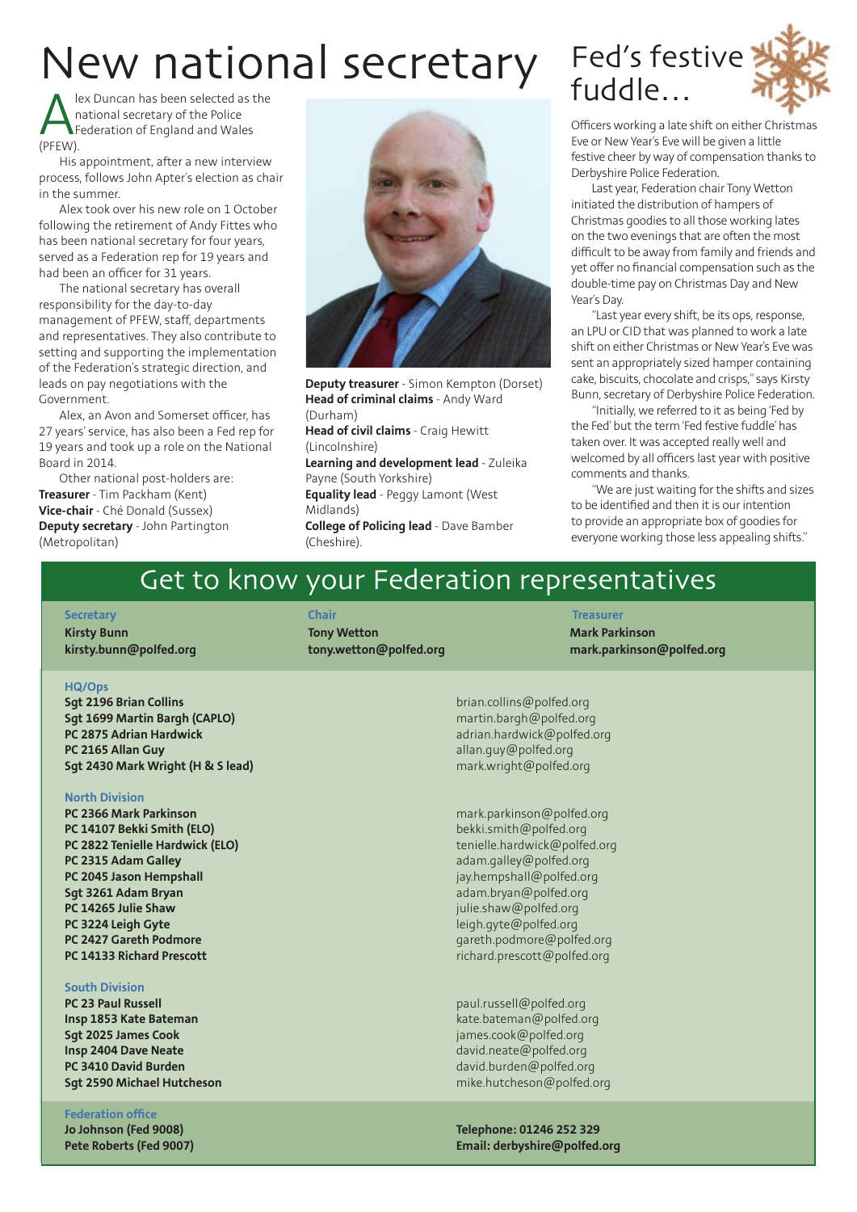# New national secretary

Alex Duncan has been selected as the national secretary of the Police Federation of England and Wales (PFEW).

His appointment, after a new interview process, follows John Apter's election as chair in the summer.

Alex took over his new role on 1 October following the retirement of Andy Fittes who has been national secretary for four years, served as a Federation rep for 19 years and had been an officer for 31 years.

The national secretary has overall responsibility for the day-to-day management of PFEW, staff, departments and representatives. They also contribute to setting and supporting the implementation of the Federation's strategic direction, and leads on pay negotiations with the Government.

Alex, an Avon and Somerset officer, has 27 years' service, has also been a Fed rep for 19 years and took up a role on the National Board in 2014.

Other national post-holders are:

**Treasurer** - Tim Packham (Kent)
**Vice-chair** - Ché Donald (Sussex)
**Deputy secretary** - John Partington (Metropolitan)
**Deputy treasurer** - Simon Kempton (Dorset)
**Head of criminal claims** - Andy Ward (Durham)
**Head of civil claims** - Craig Hewitt (Lincolnshire)
**Learning and development lead** - Zuleika Payne (South Yorkshire)
**Equality lead** - Peggy Lamont (West Midlands)
**College of Policing lead** - Dave Bamber (Cheshire).

# Fed's festive fuddle…

Officers working a late shift on either Christmas Eve or New Year's Eve will be given a little festive cheer by way of compensation thanks to Derbyshire Police Federation.

Last year, Federation chair Tony Wetton initiated the distribution of hampers of Christmas goodies to all those working lates on the two evenings that are often the most difficult to be away from family and friends and yet offer no financial compensation such as the double-time pay on Christmas Day and New Year's Day.

"Last year every shift, be its ops, response, an LPU or CID that was planned to work a late shift on either Christmas or New Year's Eve was sent an appropriately sized hamper containing cake, biscuits, chocolate and crisps," says Kirsty Bunn, secretary of Derbyshire Police Federation.

"Initially, we referred to it as being 'Fed by the Fed' but the term 'Fed festive fuddle' has taken over. It was accepted really well and welcomed by all officers last year with positive comments and thanks.

"We are just waiting for the shifts and sizes to be identified and then it is our intention to provide an appropriate box of goodies for everyone working those less appealing shifts."

## Get to know your Federation representatives

**Secretary**
**Kirsty Bunn**
**kirsty.bunn@polfed.org**

**Chair**
**Tony Wetton**
**tony.wetton@polfed.org**

**Treasurer**
**Mark Parkinson**
**mark.parkinson@polfed.org**

### HQ/Ops

| | |
|---|---|
| **Sgt 2196 Brian Collins** | brian.collins@polfed.org |
| **Sgt 1699 Martin Bargh (CAPLO)** | martin.bargh@polfed.org |
| **PC 2875 Adrian Hardwick** | adrian.hardwick@polfed.org |
| **PC 2165 Allan Guy** | allan.guy@polfed.org |
| **Sgt 2430 Mark Wright (H & S lead)** | mark.wright@polfed.org |

### North Division

| | |
|---|---|
| **PC 2366 Mark Parkinson** | mark.parkinson@polfed.org |
| **PC 14107 Bekki Smith (ELO)** | bekki.smith@polfed.org |
| **PC 2822 Tenielle Hardwick (ELO)** | tenielle.hardwick@polfed.org |
| **PC 2315 Adam Galley** | adam.galley@polfed.org |
| **PC 2045 Jason Hempshall** | jay.hempshall@polfed.org |
| **Sgt 3261 Adam Bryan** | adam.bryan@polfed.org |
| **PC 14265 Julie Shaw** | julie.shaw@polfed.org |
| **PC 3224 Leigh Gyte** | leigh.gyte@polfed.org |
| **PC 2427 Gareth Podmore** | gareth.podmore@polfed.org |
| **PC 14133 Richard Prescott** | richard.prescott@polfed.org |

### South Division

| | |
|---|---|
| **PC 23 Paul Russell** | paul.russell@polfed.org |
| **Insp 1853 Kate Bateman** | kate.bateman@polfed.org |
| **Sgt 2025 James Cook** | james.cook@polfed.org |
| **Insp 2404 Dave Neate** | david.neate@polfed.org |
| **PC 3410 David Burden** | david.burden@polfed.org |
| **Sgt 2590 Michael Hutcheson** | mike.hutcheson@polfed.org |

### Federation office

**Jo Johnson (Fed 9008)**
**Pete Roberts (Fed 9007)**

**Telephone: 01246 252 329**
**Email: derbyshire@polfed.org**